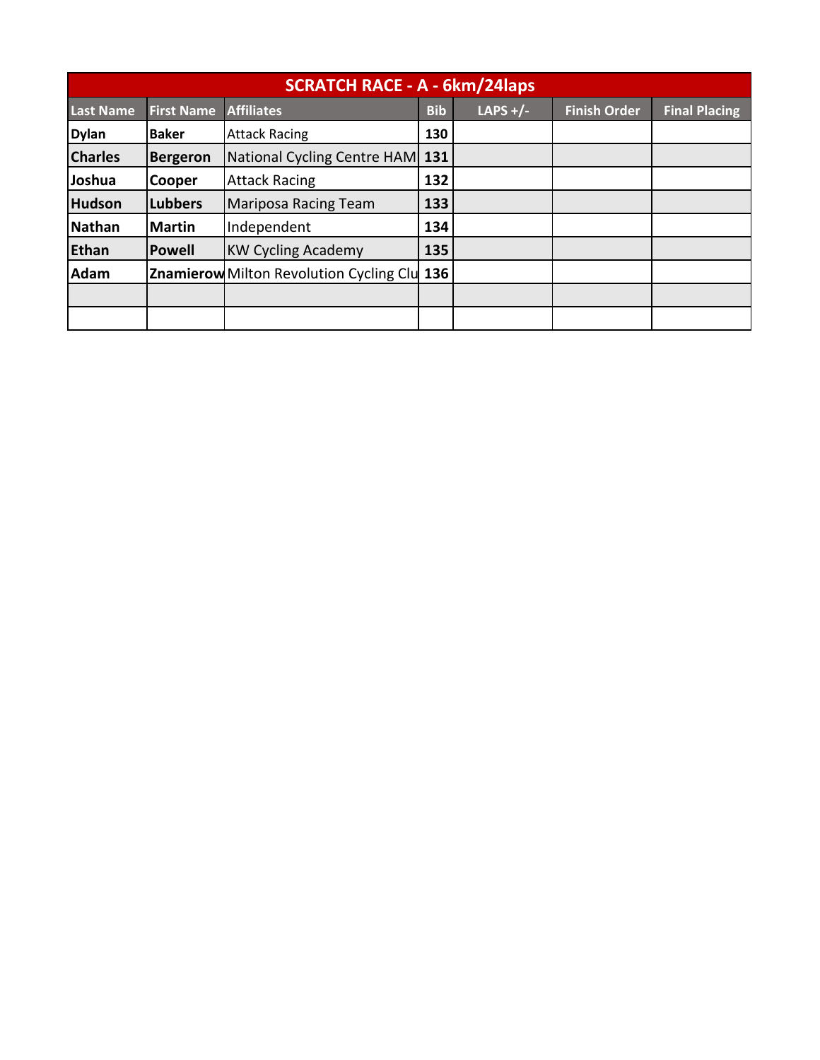| SCRATCH RACE - A - 6km/24laps | | | | | | |
|---|---|---|---|---|---|---|
| **Last Name** | **First Name** | **Affiliates** | **Bib** | **LAPS +/-** | **Finish Order** | **Final Placing** |
| **Dylan** | **Baker** | Attack Racing | **130** | | | |
| **Charles** | **Bergeron** | National Cycling Centre HAM | **131** | | | |
| **Joshua** | **Cooper** | Attack Racing | **132** | | | |
| **Hudson** | **Lubbers** | Mariposa Racing Team | **133** | | | |
| **Nathan** | **Martin** | Independent | **134** | | | |
| **Ethan** | **Powell** | KW Cycling Academy | **135** | | | |
| **Adam** | **Znamierow** | Milton Revolution Cycling Clu | **136** | | | |
| | | | | | | |
| | | | | | | |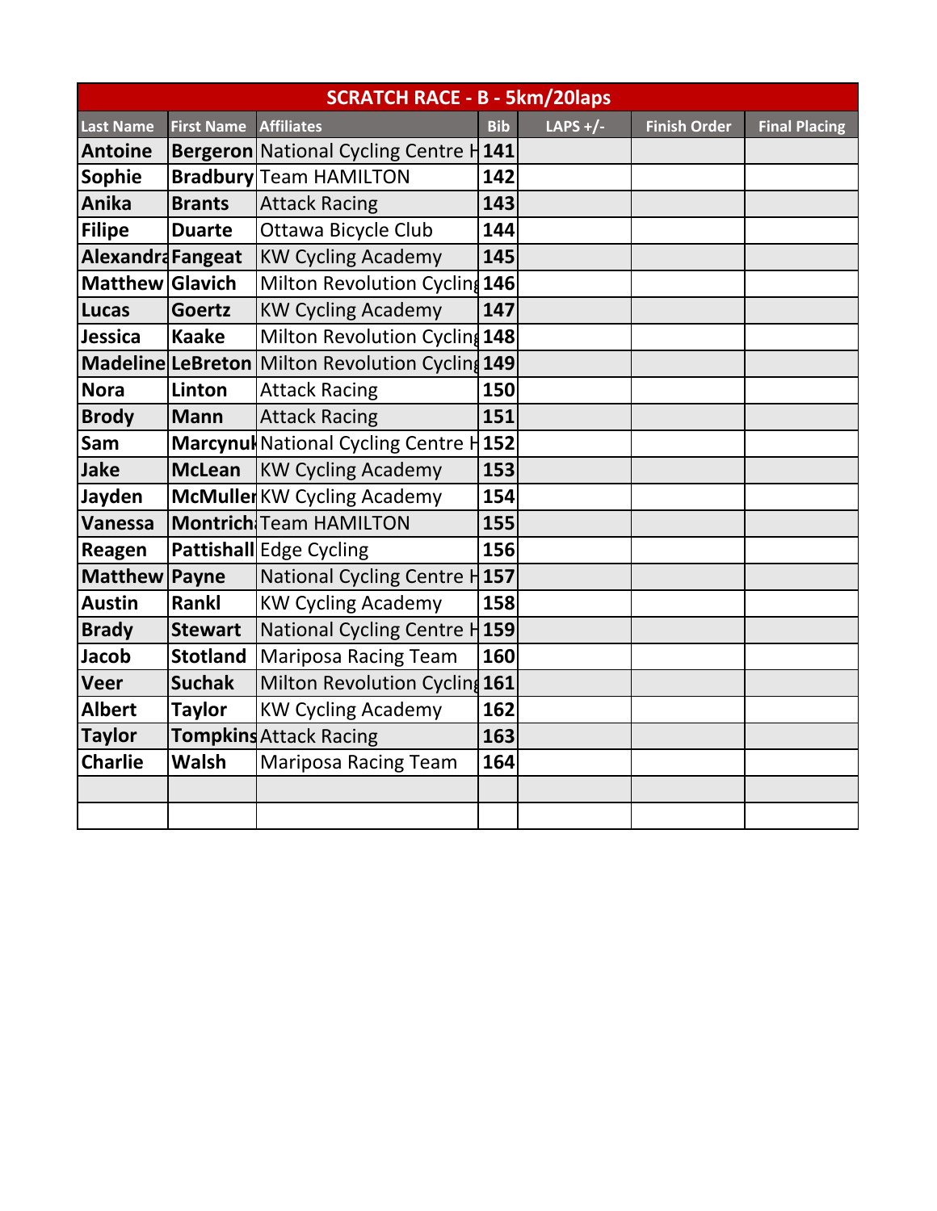| SCRATCH RACE - B - 5km/20laps | | | | | | |
|---|---|---|---|---|---|---|
| Last Name | First Name | Affiliates | Bib | LAPS +/- | Finish Order | Final Placing |
| Antoine | Bergeron | National Cycling Centre H | 141 | | | |
| Sophie | Bradbury | Team HAMILTON | 142 | | | |
| Anika | Brants | Attack Racing | 143 | | | |
| Filipe | Duarte | Ottawa Bicycle Club | 144 | | | |
| Alexandra | Fangeat | KW Cycling Academy | 145 | | | |
| Matthew | Glavich | Milton Revolution Cycling | 146 | | | |
| Lucas | Goertz | KW Cycling Academy | 147 | | | |
| Jessica | Kaake | Milton Revolution Cycling | 148 | | | |
| Madeline | LeBreton | Milton Revolution Cycling | 149 | | | |
| Nora | Linton | Attack Racing | 150 | | | |
| Brody | Mann | Attack Racing | 151 | | | |
| Sam | Marcynuk | National Cycling Centre H | 152 | | | |
| Jake | McLean | KW Cycling Academy | 153 | | | |
| Jayden | McMuller | KW Cycling Academy | 154 | | | |
| Vanessa | Montrich | Team HAMILTON | 155 | | | |
| Reagen | Pattishall | Edge Cycling | 156 | | | |
| Matthew | Payne | National Cycling Centre H | 157 | | | |
| Austin | Rankl | KW Cycling Academy | 158 | | | |
| Brady | Stewart | National Cycling Centre H | 159 | | | |
| Jacob | Stotland | Mariposa Racing Team | 160 | | | |
| Veer | Suchak | Milton Revolution Cycling | 161 | | | |
| Albert | Taylor | KW Cycling Academy | 162 | | | |
| Taylor | Tompkins | Attack Racing | 163 | | | |
| Charlie | Walsh | Mariposa Racing Team | 164 | | | |
| | | | | | | |
| | | | | | | |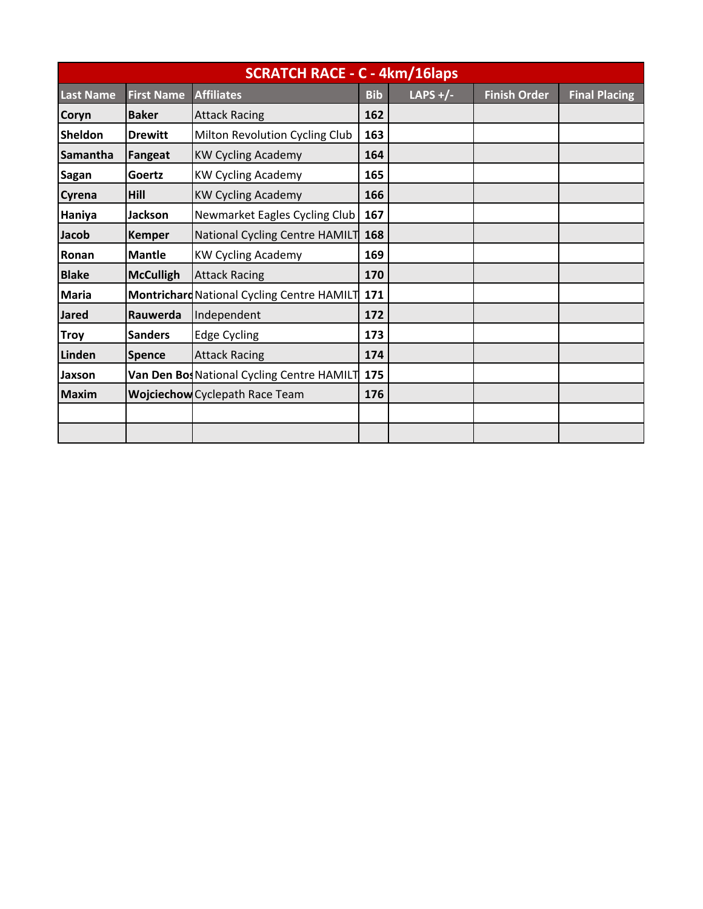| SCRATCH RACE - C - 4km/16laps | | | | | | |
|---|---|---|---|---|---|---|
| **Last Name** | **First Name** | **Affiliates** | **Bib** | **LAPS +/-** | **Finish Order** | **Final Placing** |
| **Coryn** | **Baker** | Attack Racing | **162** | | | |
| **Sheldon** | **Drewitt** | Milton Revolution Cycling Club | **163** | | | |
| **Samantha** | **Fangeat** | KW Cycling Academy | **164** | | | |
| **Sagan** | **Goertz** | KW Cycling Academy | **165** | | | |
| **Cyrena** | **Hill** | KW Cycling Academy | **166** | | | |
| **Haniya** | **Jackson** | Newmarket Eagles Cycling Club | **167** | | | |
| **Jacob** | **Kemper** | National Cycling Centre HAMILT | **168** | | | |
| **Ronan** | **Mantle** | KW Cycling Academy | **169** | | | |
| **Blake** | **McCulligh** | Attack Racing | **170** | | | |
| **Maria** | **Montrichard** | National Cycling Centre HAMILT | **171** | | | |
| **Jared** | **Rauwerda** | Independent | **172** | | | |
| **Troy** | **Sanders** | Edge Cycling | **173** | | | |
| **Linden** | **Spence** | Attack Racing | **174** | | | |
| **Jaxson** | **Van Den Bos** | National Cycling Centre HAMILT | **175** | | | |
| **Maxim** | **Wojciechow** | Cyclepath Race Team | **176** | | | |
| | | | | | | |
| | | | | | | |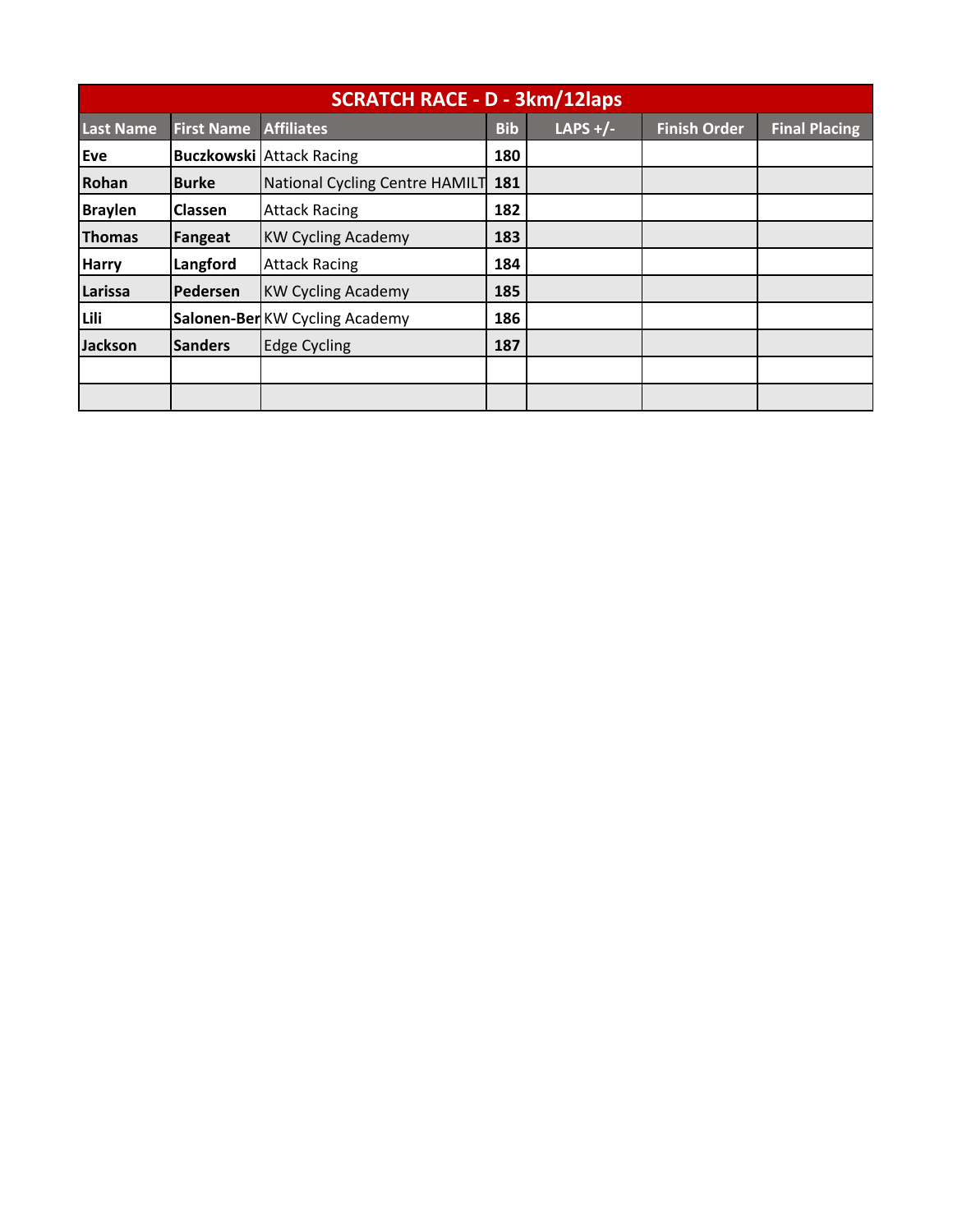| SCRATCH RACE - D - 3km/12laps | | | | | | |
|---|---|---|---|---|---|---|
| **Last Name** | **First Name** | **Affiliates** | **Bib** | **LAPS +/-** | **Finish Order** | **Final Placing** |
| **Eve** | **Buczkowski** | Attack Racing | **180** | | | |
| **Rohan** | **Burke** | National Cycling Centre HAMILT | **181** | | | |
| **Braylen** | **Classen** | Attack Racing | **182** | | | |
| **Thomas** | **Fangeat** | KW Cycling Academy | **183** | | | |
| **Harry** | **Langford** | Attack Racing | **184** | | | |
| **Larissa** | **Pedersen** | KW Cycling Academy | **185** | | | |
| **Lili** | **Salonen-Ber** | KW Cycling Academy | **186** | | | |
| **Jackson** | **Sanders** | Edge Cycling | **187** | | | |
| | | | | | | |
| | | | | | | |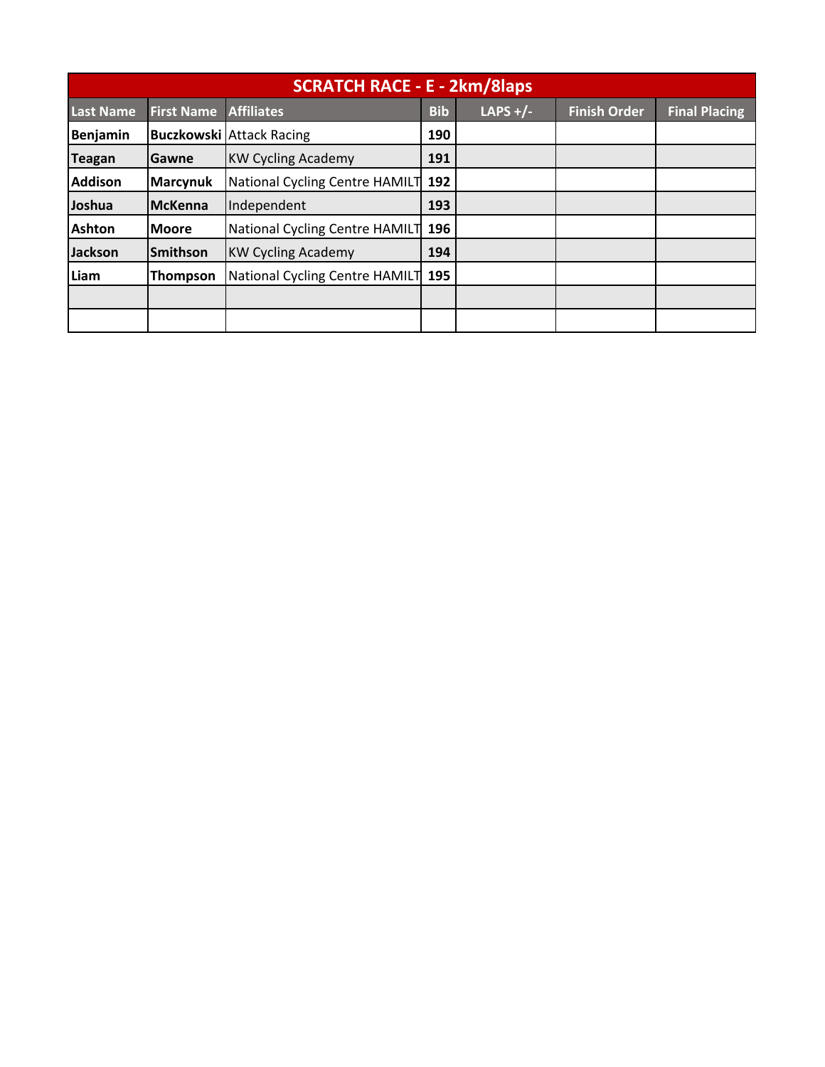| SCRATCH RACE - E - 2km/8laps | | | | | | |
|---|---|---|---|---|---|---|
| **Last Name** | **First Name** | **Affiliates** | **Bib** | **LAPS +/-** | **Finish Order** | **Final Placing** |
| **Benjamin** | **Buczkowski** | Attack Racing | **190** | | | |
| **Teagan** | **Gawne** | KW Cycling Academy | **191** | | | |
| **Addison** | **Marcynuk** | National Cycling Centre HAMILT | **192** | | | |
| **Joshua** | **McKenna** | Independent | **193** | | | |
| **Ashton** | **Moore** | National Cycling Centre HAMILT | **196** | | | |
| **Jackson** | **Smithson** | KW Cycling Academy | **194** | | | |
| **Liam** | **Thompson** | National Cycling Centre HAMILT | **195** | | | |
| | | | | | | |
| | | | | | | |